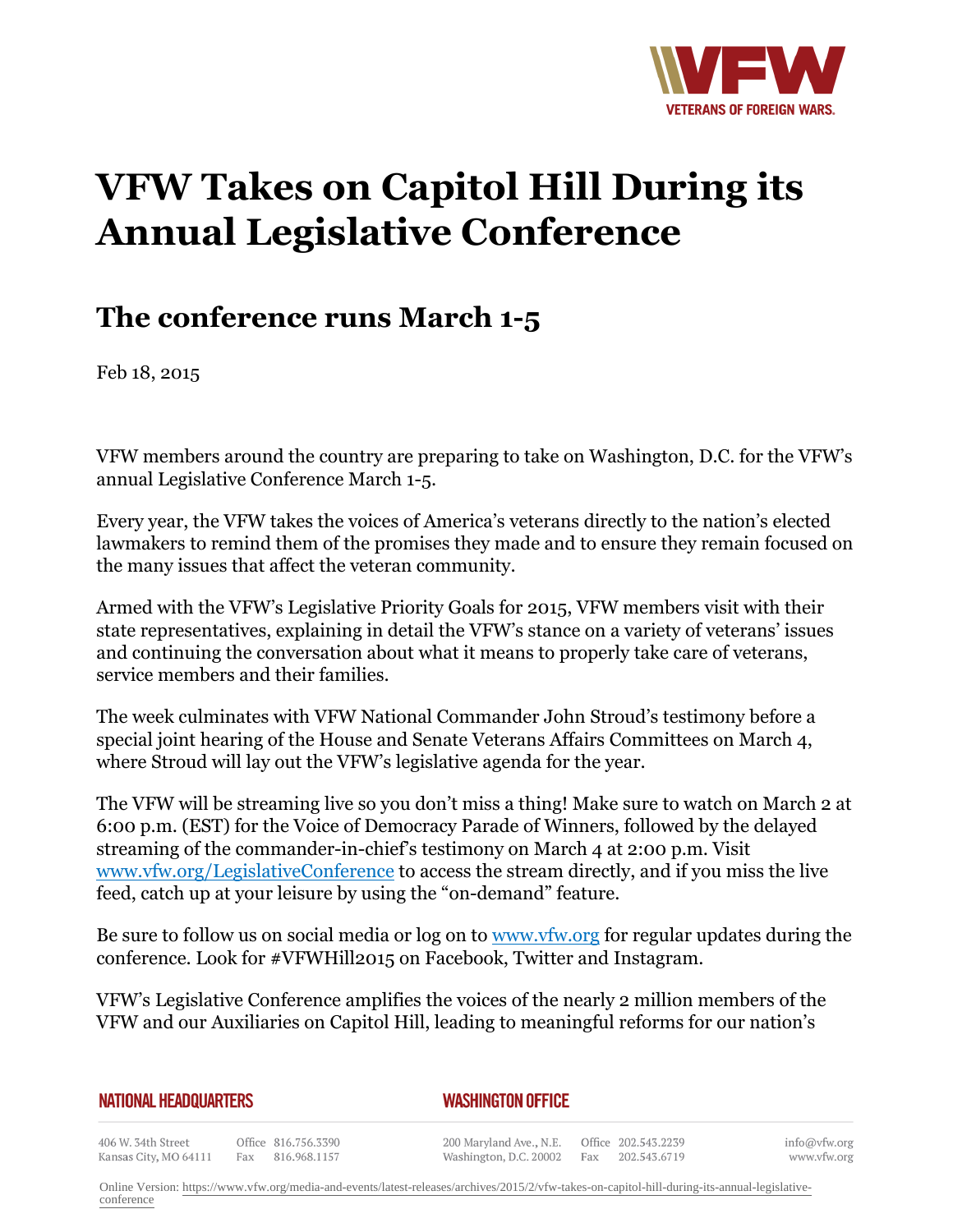# VFW Takes on Capitol Hill During its Annual Legislative Conference

## The conference runs March 1-5

Feb 18, 2015

VFW members around the country are preparing to take on Washington, D.C. for the VFW's annual Legislative Conference March 1-5.

Every year, the VFW takes the voices of America's veterans directly to the nation's elected lawmakers to remind them of the promises they made and to ensure they remain focused on the many issues that affect the veteran community.

Armed with the VFW's Legislative Priority Goals for 2015, VFW members visit with their state representatives, explaining in detail the VFW's stance on a variety of veterans' issues and continuing the conversation about what it means to properly take care of veterans, service members and their families.

The week culminates with VFW National Commander John Stroud's testimony before a special joint hearing of the House and Senate Veterans Affairs Committees on March 4, where Stroud will lay out the VFW's legislative agenda for the year.

The VFW will be streaming live so you don't miss a thing! Make sure to watch on March 2 at 6:00 p.m. (EST) for the Voice of Democracy Parade of Winners, followed by the delayed streaming of the commander-in-chief's testimony on March 4 at 2:00 p.m. Visit [www.vfw.org/LegislativeConference](http://www.vfw.org/LegislativeConference) to access the stream directly, and if you miss the live feed, catch up at your leisure by using the "on-demand" feature.

Be sure to follow us on social media or log on to [www.vfw.org](http://www.vfw.org) for regular updates during the conference. Look for #VFWHill2015 on Facebook, Twitter and Instagram.

VFW's Legislative Conference amplifies the voices of the nearly 2 million members of the VFW and our Auxiliaries on Capitol Hill, leading to meaningful reforms for our nation's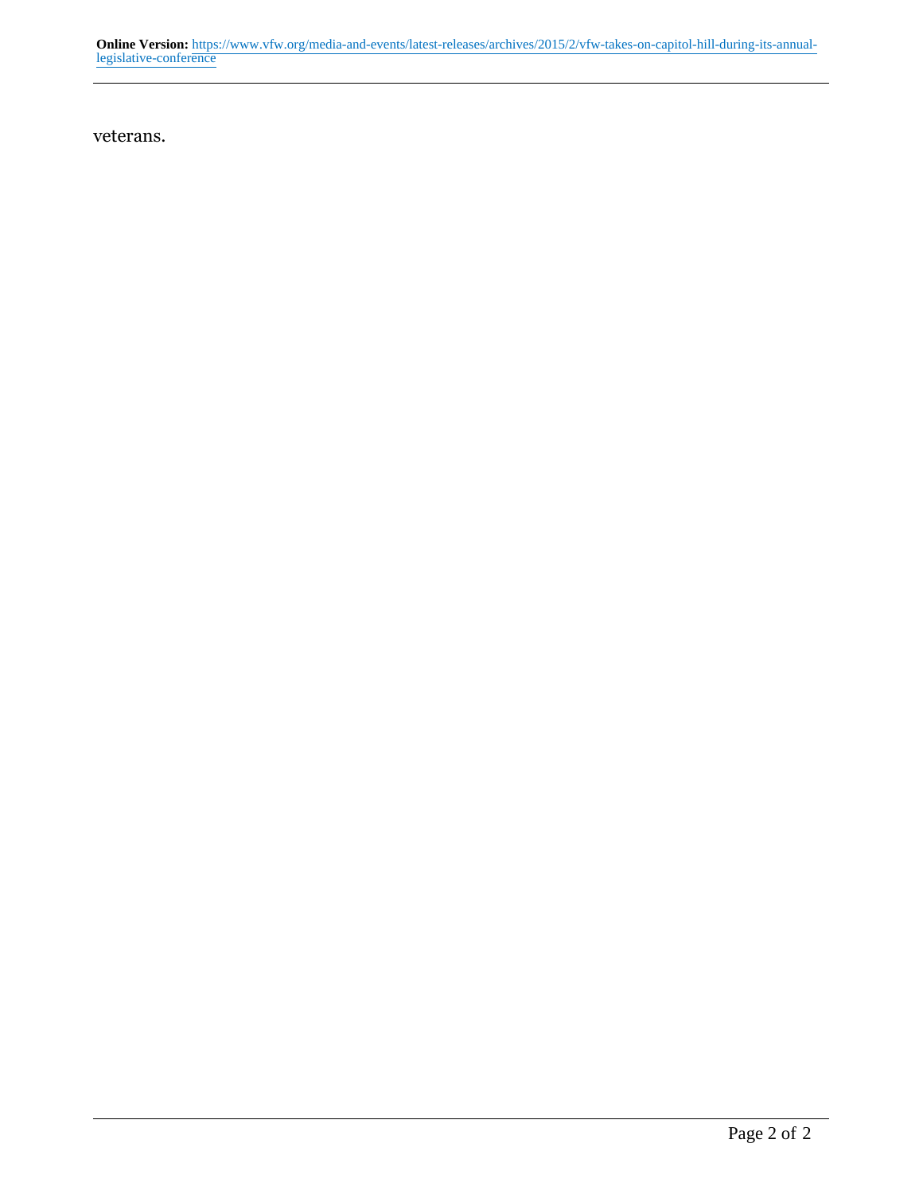veterans.